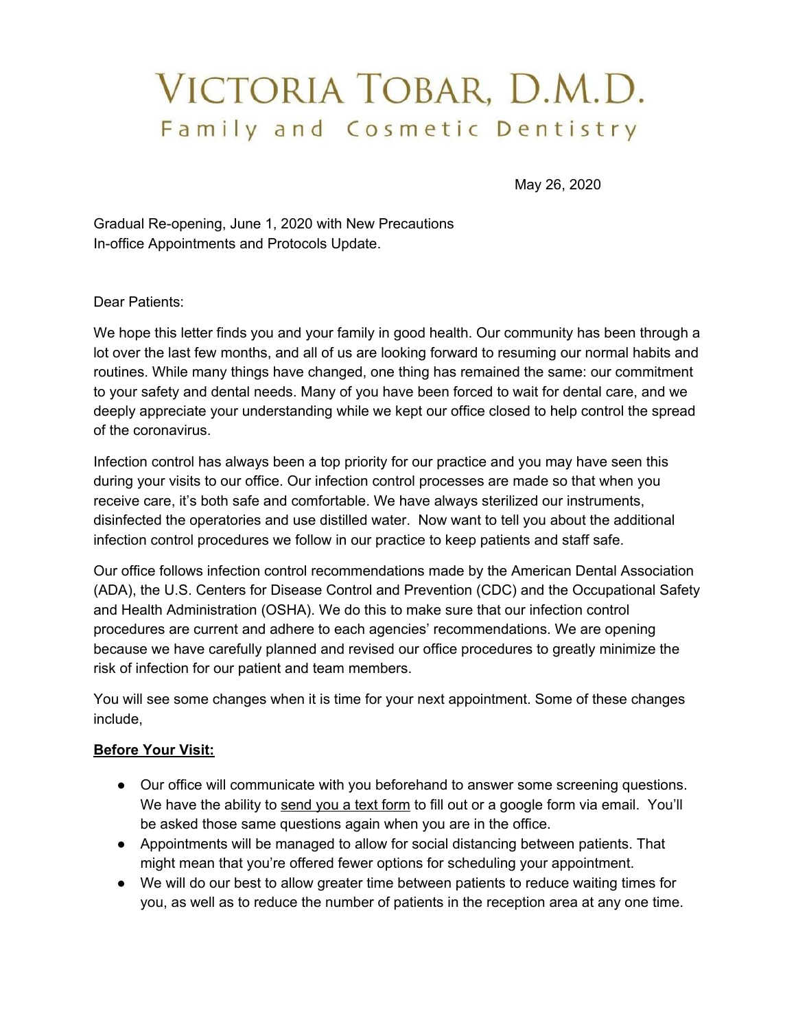# VICTORIA TOBAR, D.M.D.

## Family and Cosmetic Dentistry

May 26, 2020

Gradual Re-opening, June 1, 2020 with New Precautions
In-office Appointments and Protocols Update.

Dear Patients:

We hope this letter finds you and your family in good health. Our community has been through a lot over the last few months, and all of us are looking forward to resuming our normal habits and routines. While many things have changed, one thing has remained the same: our commitment to your safety and dental needs. Many of you have been forced to wait for dental care, and we deeply appreciate your understanding while we kept our office closed to help control the spread of the coronavirus.

Infection control has always been a top priority for our practice and you may have seen this during your visits to our office. Our infection control processes are made so that when you receive care, it's both safe and comfortable. We have always sterilized our instruments, disinfected the operatories and use distilled water. Now want to tell you about the additional infection control procedures we follow in our practice to keep patients and staff safe.

Our office follows infection control recommendations made by the American Dental Association (ADA), the U.S. Centers for Disease Control and Prevention (CDC) and the Occupational Safety and Health Administration (OSHA). We do this to make sure that our infection control procedures are current and adhere to each agencies' recommendations. We are opening because we have carefully planned and revised our office procedures to greatly minimize the risk of infection for our patient and team members.

You will see some changes when it is time for your next appointment. Some of these changes include,

**Before Your Visit:**

- Our office will communicate with you beforehand to answer some screening questions. We have the ability to send you a text form to fill out or a google form via email. You'll be asked those same questions again when you are in the office.
- Appointments will be managed to allow for social distancing between patients. That might mean that you're offered fewer options for scheduling your appointment.
- We will do our best to allow greater time between patients to reduce waiting times for you, as well as to reduce the number of patients in the reception area at any one time.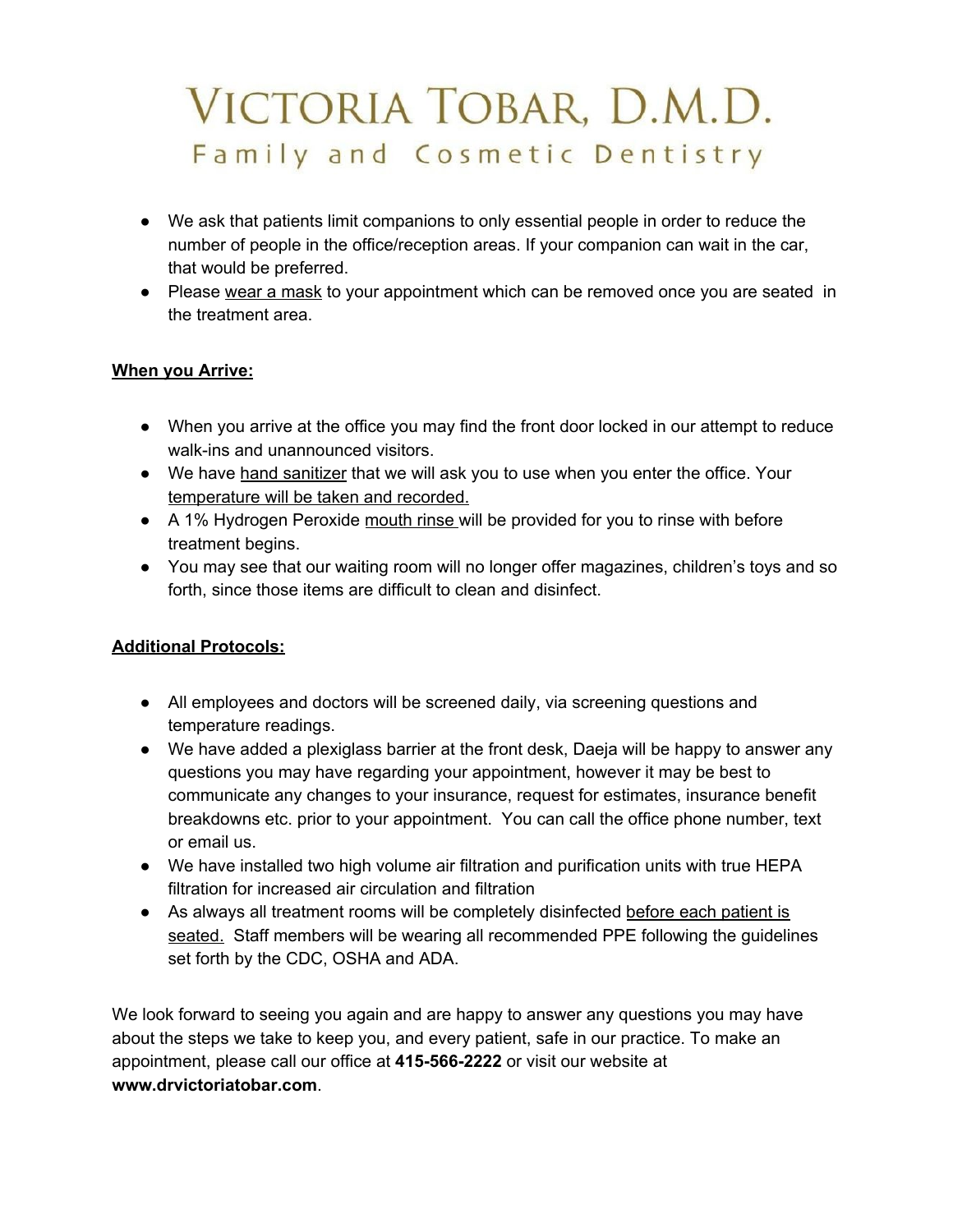- We ask that patients limit companions to only essential people in order to reduce the number of people in the office/reception areas. If your companion can wait in the car, that would be preferred.
- Please <u>wear a mask</u> to your appointment which can be removed once you are seated in the treatment area.

**<u>When you Arrive:</u>**

- When you arrive at the office you may find the front door locked in our attempt to reduce walk-ins and unannounced visitors.
- We have <u>hand sanitizer</u> that we will ask you to use when you enter the office. Your <u>temperature will be taken and recorded.</u>
- A 1% Hydrogen Peroxide <u>mouth rinse</u> will be provided for you to rinse with before treatment begins.
- You may see that our waiting room will no longer offer magazines, children's toys and so forth, since those items are difficult to clean and disinfect.

**<u>Additional Protocols:</u>**

- All employees and doctors will be screened daily, via screening questions and temperature readings.
- We have added a plexiglass barrier at the front desk, Daeja will be happy to answer any questions you may have regarding your appointment, however it may be best to communicate any changes to your insurance, request for estimates, insurance benefit breakdowns etc. prior to your appointment. You can call the office phone number, text or email us.
- We have installed two high volume air filtration and purification units with true HEPA filtration for increased air circulation and filtration
- As always all treatment rooms will be completely disinfected <u>before each patient is seated.</u> Staff members will be wearing all recommended PPE following the guidelines set forth by the CDC, OSHA and ADA.

We look forward to seeing you again and are happy to answer any questions you may have about the steps we take to keep you, and every patient, safe in our practice. To make an appointment, please call our office at **415-566-2222** or visit our website at **www.drvictoriatobar.com**.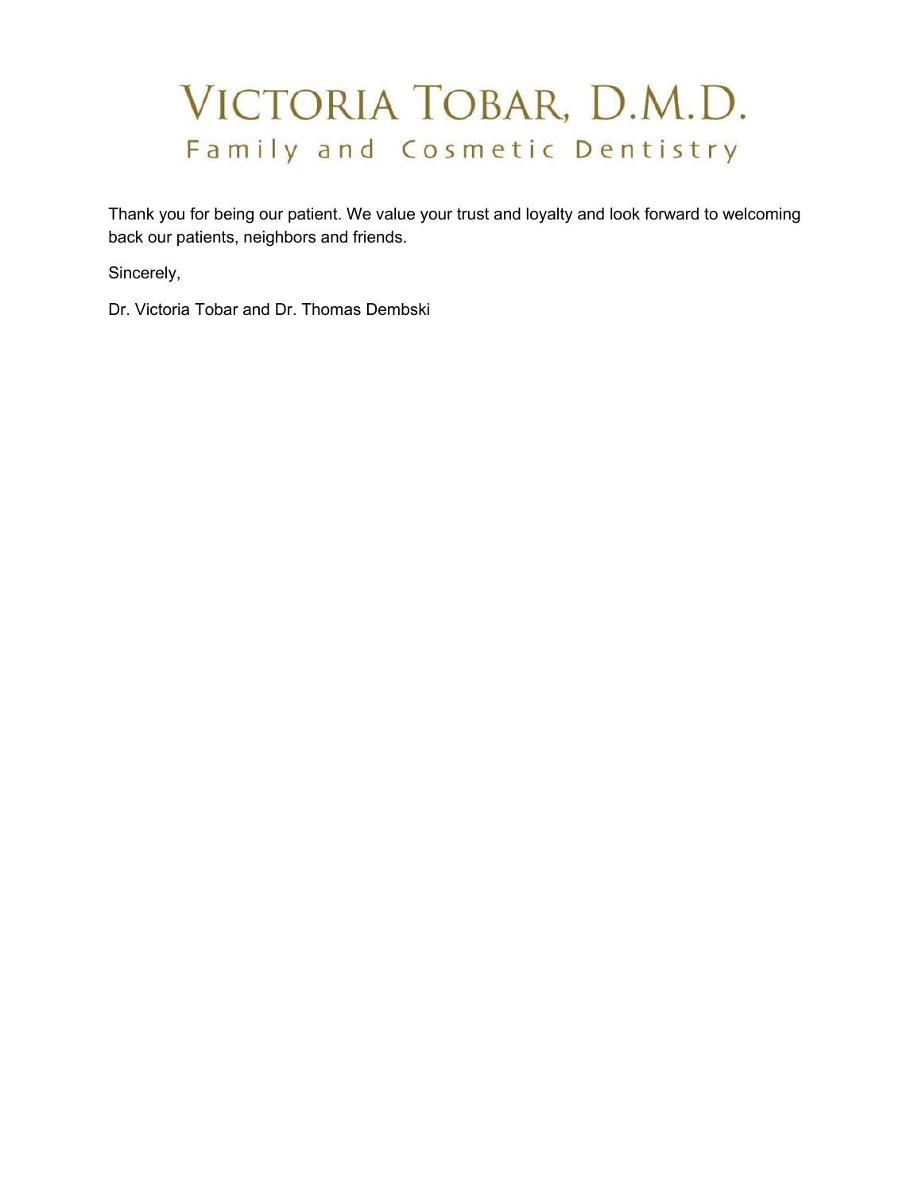# VICTORIA TOBAR, D.M.D.

## Family and Cosmetic Dentistry

Thank you for being our patient. We value your trust and loyalty and look forward to welcoming back our patients, neighbors and friends.

Sincerely,

Dr. Victoria Tobar and Dr. Thomas Dembski